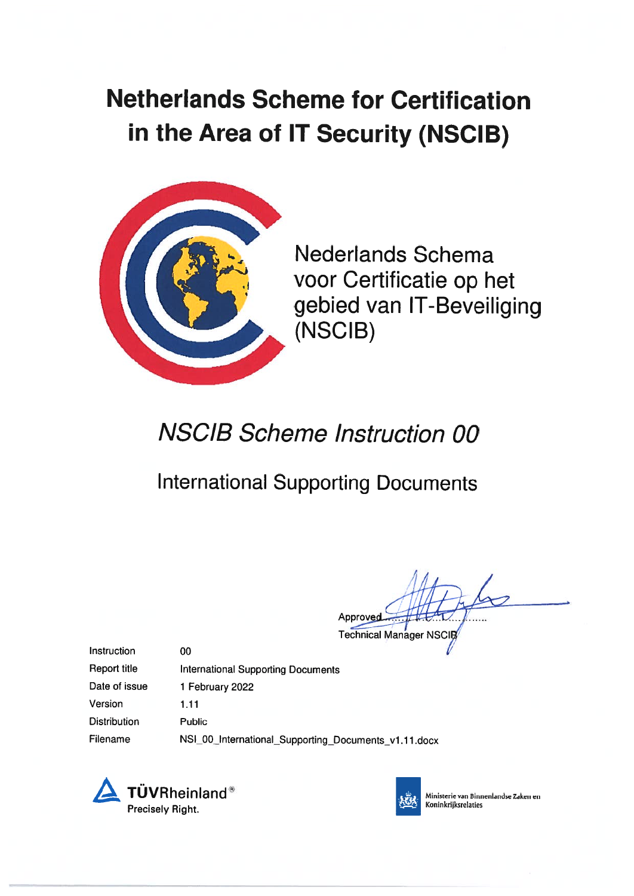# Netherlands Scheme for Certification in the Area of IT Security (NSCIB)

Nederlands Schema voor Certificatie op het gebied van IT-Beveiliging (NSCIB)

## *NSCIB Scheme Instruction 00*

### International Supporting Documents

Approved ..........................

Technical Manager NSCIB

| | |
|---|---|
| Instruction | 00 |
| Report title | International Supporting Documents |
| Date of issue | 1 February 2022 |
| Version | 1.11 |
| Distribution | Public |
| Filename | NSI_00_International_Supporting_Documents_v1.11.docx |

TÜVRheinland®
Precisely Right.

Ministerie van Binnenlandse Zaken en Koninkrijksrelaties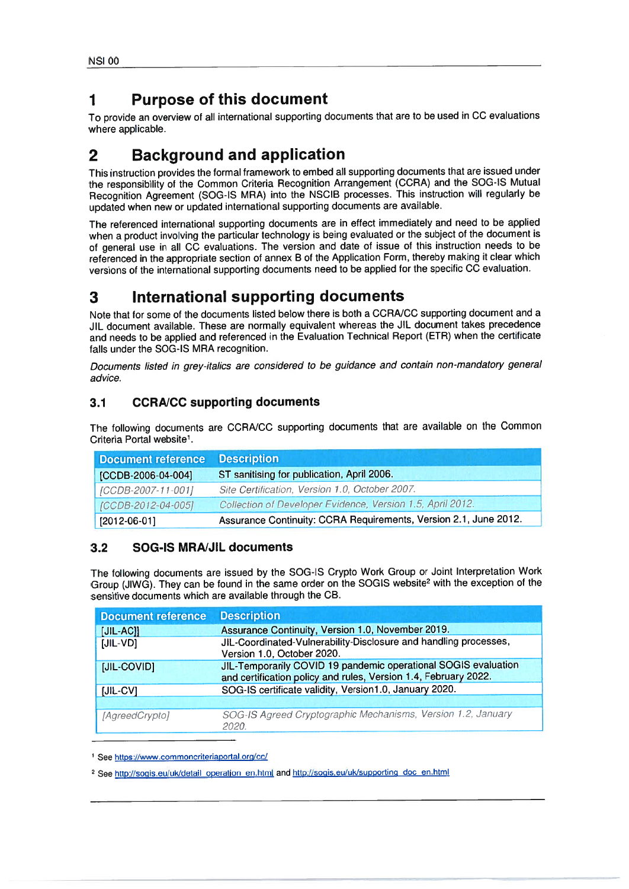# 1 Purpose of this document

To provide an overview of all international supporting documents that are to be used in CC evaluations where applicable.

# 2 Background and application

This instruction provides the formal framework to embed all supporting documents that are issued under the responsibility of the Common Criteria Recognition Arrangement (CCRA) and the SOG-IS Mutual Recognition Agreement (SOG-IS MRA) into the NSCIB processes. This instruction will regularly be updated when new or updated international supporting documents are available.

The referenced international supporting documents are in effect immediately and need to be applied when a product involving the particular technology is being evaluated or the subject of the document is of general use in all CC evaluations. The version and date of issue of this instruction needs to be referenced in the appropriate section of annex B of the Application Form, thereby making it clear which versions of the international supporting documents need to be applied for the specific CC evaluation.

# 3 International supporting documents

Note that for some of the documents listed below there is both a CCRA/CC supporting document and a JIL document available. These are normally equivalent whereas the JIL document takes precedence and needs to be applied and referenced in the Evaluation Technical Report (ETR) when the certificate falls under the SOG-IS MRA recognition.

*Documents listed in grey-italics are considered to be guidance and contain non-mandatory general advice.*

## 3.1 CCRA/CC supporting documents

The following documents are CCRA/CC supporting documents that are available on the Common Criteria Portal website[1].

| Document reference | Description |
|---|---|
| [CCDB-2006-04-004] | ST sanitising for publication, April 2006. |
| *[CCDB-2007-11-001]* | *Site Certification, Version 1.0, October 2007.* |
| *[CCDB-2012-04-005]* | *Collection of Developer Evidence, Version 1.5, April 2012.* |
| [2012-06-01] | Assurance Continuity: CCRA Requirements, Version 2.1, June 2012. |

## 3.2 SOG-IS MRA/JIL documents

The following documents are issued by the SOG-IS Crypto Work Group or Joint Interpretation Work Group (JIWG). They can be found in the same order on the SOGIS website[2] with the exception of the sensitive documents which are available through the CB.

| Document reference | Description |
|---|---|
| [JIL-AC]] | Assurance Continuity, Version 1.0, November 2019. |
| [JIL-VD] | JIL-Coordinated-Vulnerability-Disclosure and handling processes, Version 1.0, October 2020. |
| [JIL-COVID] | JIL-Temporarily COVID 19 pandemic operational SOGIS evaluation and certification policy and rules, Version 1.4, February 2022. |
| [JIL-CV] | SOG-IS certificate validity, Version1.0, January 2020. |
| | |
| *[AgreedCrypto]* | *SOG-IS Agreed Cryptographic Mechanisms, Version 1.2, January 2020.* |

---

[1] See https://www.commoncriteriaportal.org/cc/

[2] See http://sogis.eu/uk/detail_operation_en.html and http://sogis.eu/uk/supporting_doc_en.html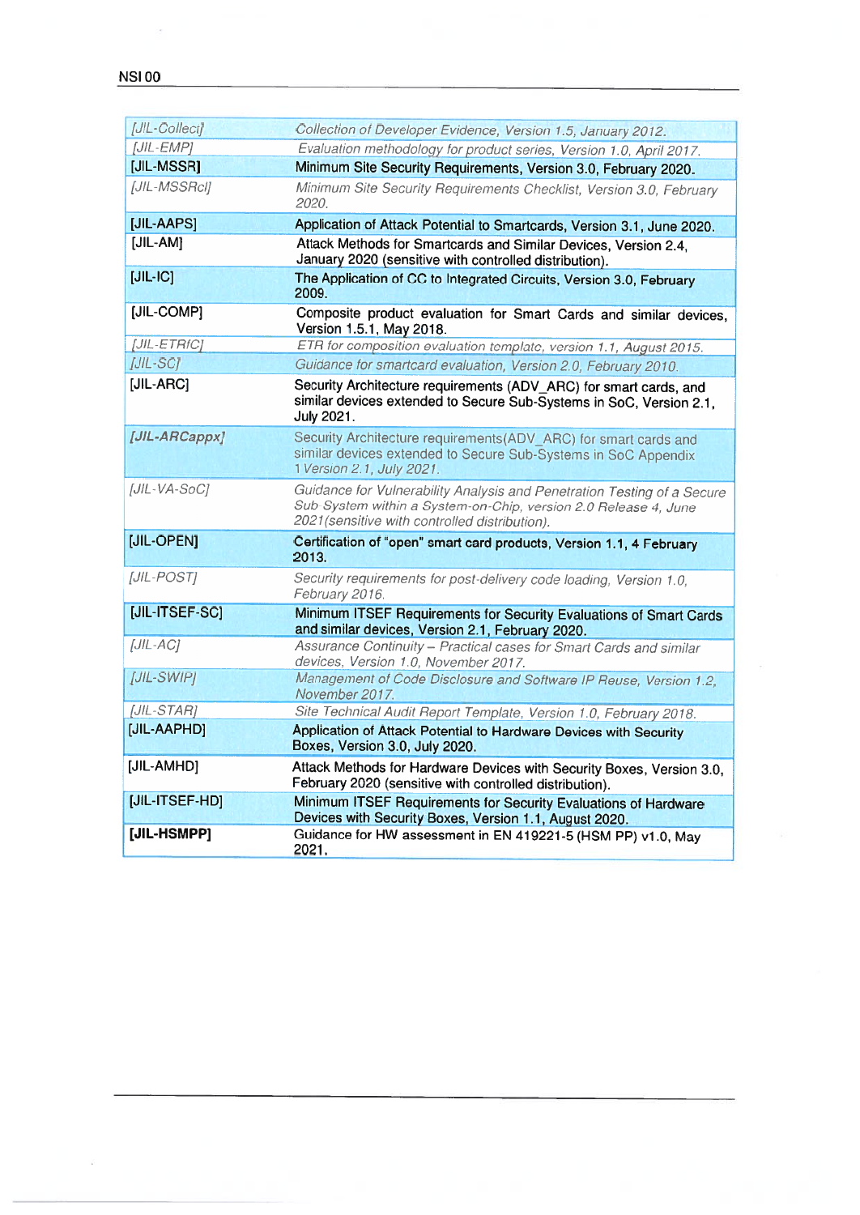| | |
|---|---|
| *[JIL-Collect]* | *Collection of Developer Evidence, Version 1.5, January 2012.* |
| *[JIL-EMP]* | *Evaluation methodology for product series, Version 1.0, April 2017.* |
| [JIL-MSSR] | Minimum Site Security Requirements, Version 3.0, February 2020. |
| *[JIL-MSSRcl]* | *Minimum Site Security Requirements Checklist, Version 3.0, February 2020.* |
| [JIL-AAPS] | Application of Attack Potential to Smartcards, Version 3.1, June 2020. |
| [JIL-AM] | Attack Methods for Smartcards and Similar Devices, Version 2.4, January 2020 (sensitive with controlled distribution). |
| [JIL-IC] | The Application of CC to Integrated Circuits, Version 3.0, February 2009. |
| [JIL-COMP] | Composite product evaluation for Smart Cards and similar devices, Version 1.5.1, May 2018. |
| *[JIL-ETRfC]* | *ETR for composition evaluation template, version 1.1, August 2015.* |
| *[JIL-SC]* | *Guidance for smartcard evaluation, Version 2.0, February 2010.* |
| [JIL-ARC] | Security Architecture requirements (ADV_ARC) for smart cards, and similar devices extended to Secure Sub-Systems in SoC, Version 2.1, July 2021. |
| ***[JIL-ARCappx]*** | Security Architecture requirements(ADV_ARC) for smart cards and similar devices extended to Secure Sub-Systems in SoC Appendix 1 *Version 2.1, July 2021.* |
| *[JIL-VA-SoC]* | *Guidance for Vulnerability Analysis and Penetration Testing of a Secure Sub System within a System-on-Chip, version 2.0 Release 4, June 2021(sensitive with controlled distribution).* |
| [JIL-OPEN] | Certification of "open" smart card products, Version 1.1, 4 February 2013. |
| *[JIL-POST]* | *Security requirements for post-delivery code loading, Version 1.0, February 2016.* |
| [JIL-ITSEF-SC] | Minimum ITSEF Requirements for Security Evaluations of Smart Cards and similar devices, Version 2.1, February 2020. |
| *[JIL-AC]* | *Assurance Continuity – Practical cases for Smart Cards and similar devices, Version 1.0, November 2017.* |
| *[JIL-SWIP]* | *Management of Code Disclosure and Software IP Reuse, Version 1.2, November 2017.* |
| *[JIL-STAR]* | *Site Technical Audit Report Template, Version 1.0, February 2018.* |
| [JIL-AAPHD] | Application of Attack Potential to Hardware Devices with Security Boxes, Version 3.0, July 2020. |
| [JIL-AMHD] | Attack Methods for Hardware Devices with Security Boxes, Version 3.0, February 2020 (sensitive with controlled distribution). |
| [JIL-ITSEF-HD] | Minimum ITSEF Requirements for Security Evaluations of Hardware Devices with Security Boxes, Version 1.1, August 2020. |
| **[JIL-HSMPP]** | Guidance for HW assessment in EN 419221-5 (HSM PP) v1.0, May 2021. |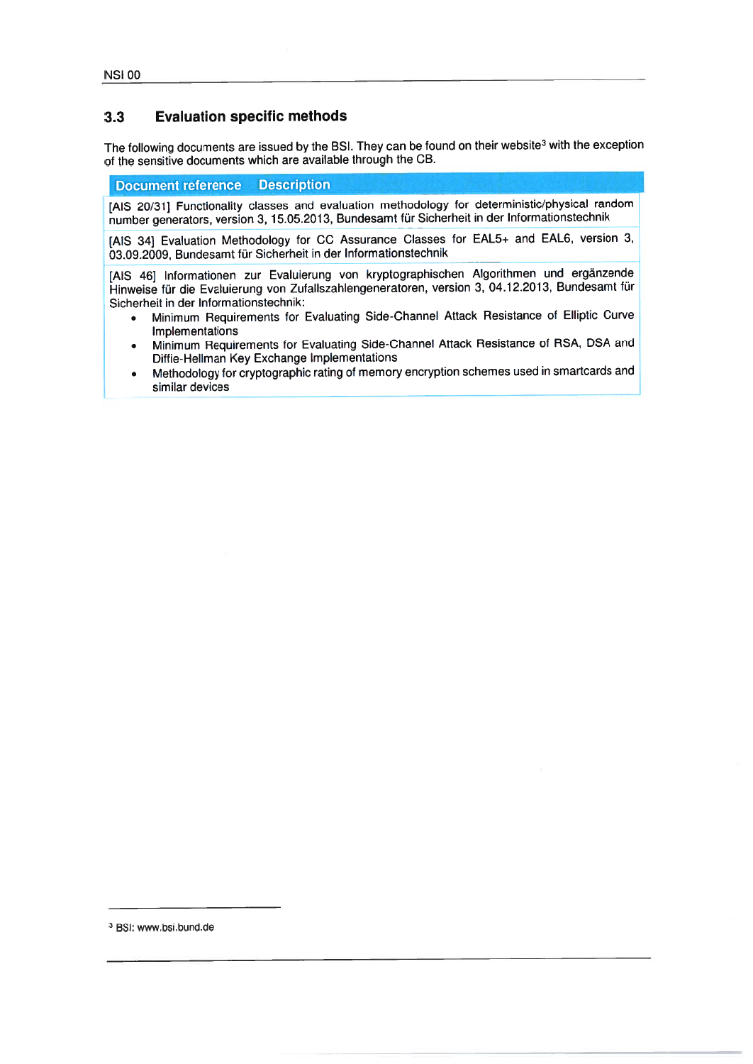## 3.3 Evaluation specific methods

The following documents are issued by the BSI. They can be found on their website[3] with the exception of the sensitive documents which are available through the CB.

| Document reference | Description |
|---|---|
| [AIS 20/31] | Functionality classes and evaluation methodology for deterministic/physical random number generators, version 3, 15.05.2013, Bundesamt für Sicherheit in der Informationstechnik |
| [AIS 34] | Evaluation Methodology for CC Assurance Classes for EAL5+ and EAL6, version 3, 03.09.2009, Bundesamt für Sicherheit in der Informationstechnik |
| [AIS 46] | Informationen zur Evaluierung von kryptographischen Algorithmen und ergänzende Hinweise für die Evaluierung von Zufallszahlengeneratoren, version 3, 04.12.2013, Bundesamt für Sicherheit in der Informationstechnik:<br>• Minimum Requirements for Evaluating Side-Channel Attack Resistance of Elliptic Curve Implementations<br>• Minimum Requirements for Evaluating Side-Channel Attack Resistance of RSA, DSA and Diffie-Hellman Key Exchange Implementations<br>• Methodology for cryptographic rating of memory encryption schemes used in smartcards and similar devices |

[3] BSI: www.bsi.bund.de